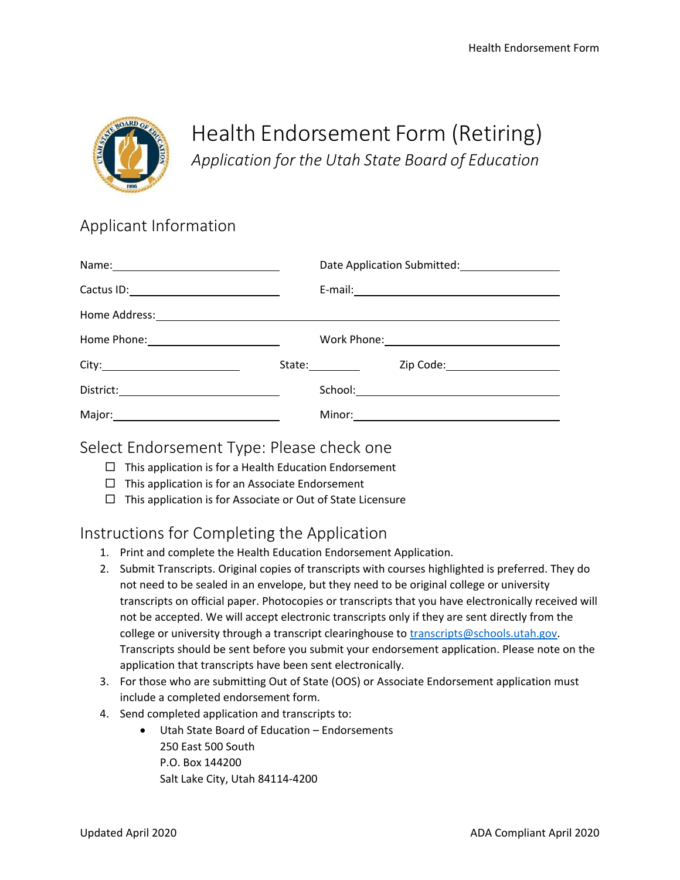# Health Endorsement Form (Retiring)

*Application for the Utah State Board of Education*

## Applicant Information

Name: ____________________ Date Application Submitted: ____________________

Cactus ID: ____________________ E-mail: ____________________

Home Address: ________________________________________

Home Phone: ____________________ Work Phone: ____________________

City: ____________________ State: __________ Zip Code: ____________________

District: ____________________ School: ____________________

Major: ____________________ Minor: ____________________

## Select Endorsement Type: Please check one

- ☐ This application is for a Health Education Endorsement
- ☐ This application is for an Associate Endorsement
- ☐ This application is for Associate or Out of State Licensure

## Instructions for Completing the Application

1. Print and complete the Health Education Endorsement Application.
2. Submit Transcripts. Original copies of transcripts with courses highlighted is preferred. They do not need to be sealed in an envelope, but they need to be original college or university transcripts on official paper. Photocopies or transcripts that you have electronically received will not be accepted. We will accept electronic transcripts only if they are sent directly from the college or university through a transcript clearinghouse to transcripts@schools.utah.gov. Transcripts should be sent before you submit your endorsement application. Please note on the application that transcripts have been sent electronically.
3. For those who are submitting Out of State (OOS) or Associate Endorsement application must include a completed endorsement form.
4. Send completed application and transcripts to:
   - Utah State Board of Education – Endorsements
     250 East 500 South
     P.O. Box 144200
     Salt Lake City, Utah 84114-4200

Updated April 2020 ADA Compliant April 2020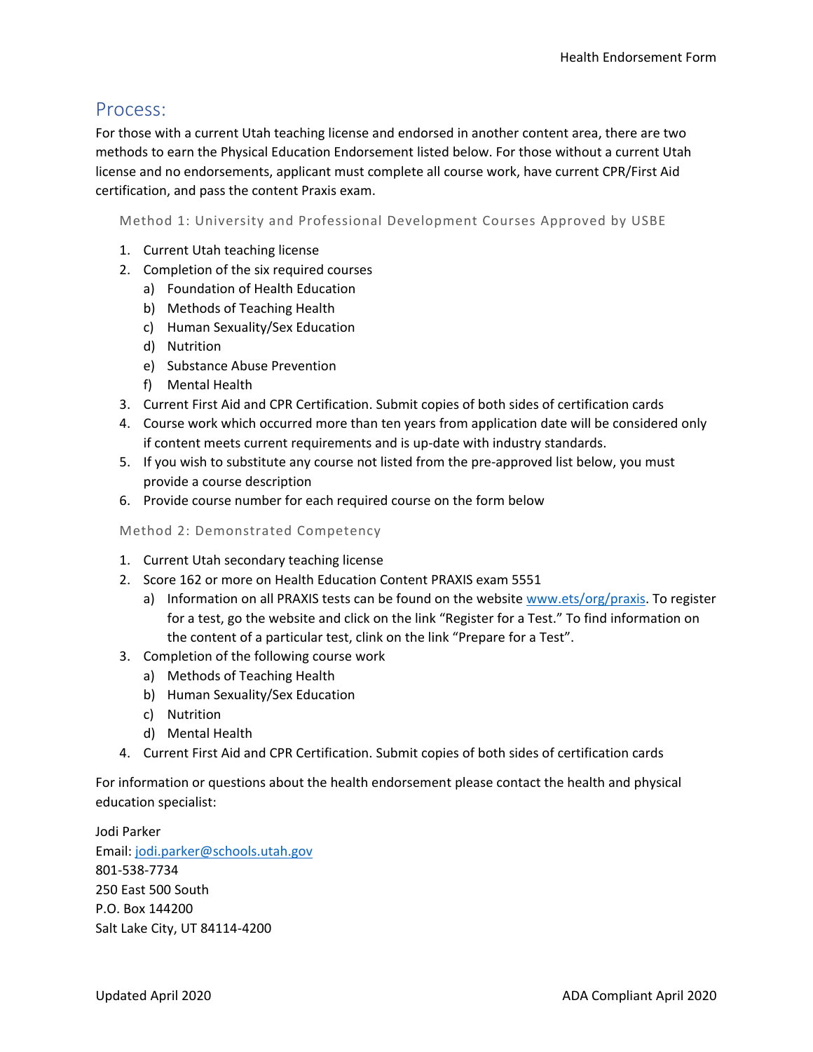## Process:

For those with a current Utah teaching license and endorsed in another content area, there are two methods to earn the Physical Education Endorsement listed below. For those without a current Utah license and no endorsements, applicant must complete all course work, have current CPR/First Aid certification, and pass the content Praxis exam.

### Method 1: University and Professional Development Courses Approved by USBE

1. Current Utah teaching license
2. Completion of the six required courses
   a) Foundation of Health Education
   b) Methods of Teaching Health
   c) Human Sexuality/Sex Education
   d) Nutrition
   e) Substance Abuse Prevention
   f) Mental Health
3. Current First Aid and CPR Certification. Submit copies of both sides of certification cards
4. Course work which occurred more than ten years from application date will be considered only if content meets current requirements and is up-date with industry standards.
5. If you wish to substitute any course not listed from the pre-approved list below, you must provide a course description
6. Provide course number for each required course on the form below

### Method 2: Demonstrated Competency

1. Current Utah secondary teaching license
2. Score 162 or more on Health Education Content PRAXIS exam 5551
   a) Information on all PRAXIS tests can be found on the website www.ets/org/praxis. To register for a test, go the website and click on the link "Register for a Test." To find information on the content of a particular test, clink on the link "Prepare for a Test".
3. Completion of the following course work
   a) Methods of Teaching Health
   b) Human Sexuality/Sex Education
   c) Nutrition
   d) Mental Health
4. Current First Aid and CPR Certification. Submit copies of both sides of certification cards

For information or questions about the health endorsement please contact the health and physical education specialist:

Jodi Parker
Email: jodi.parker@schools.utah.gov
801-538-7734
250 East 500 South
P.O. Box 144200
Salt Lake City, UT 84114-4200

Updated April 2020

ADA Compliant April 2020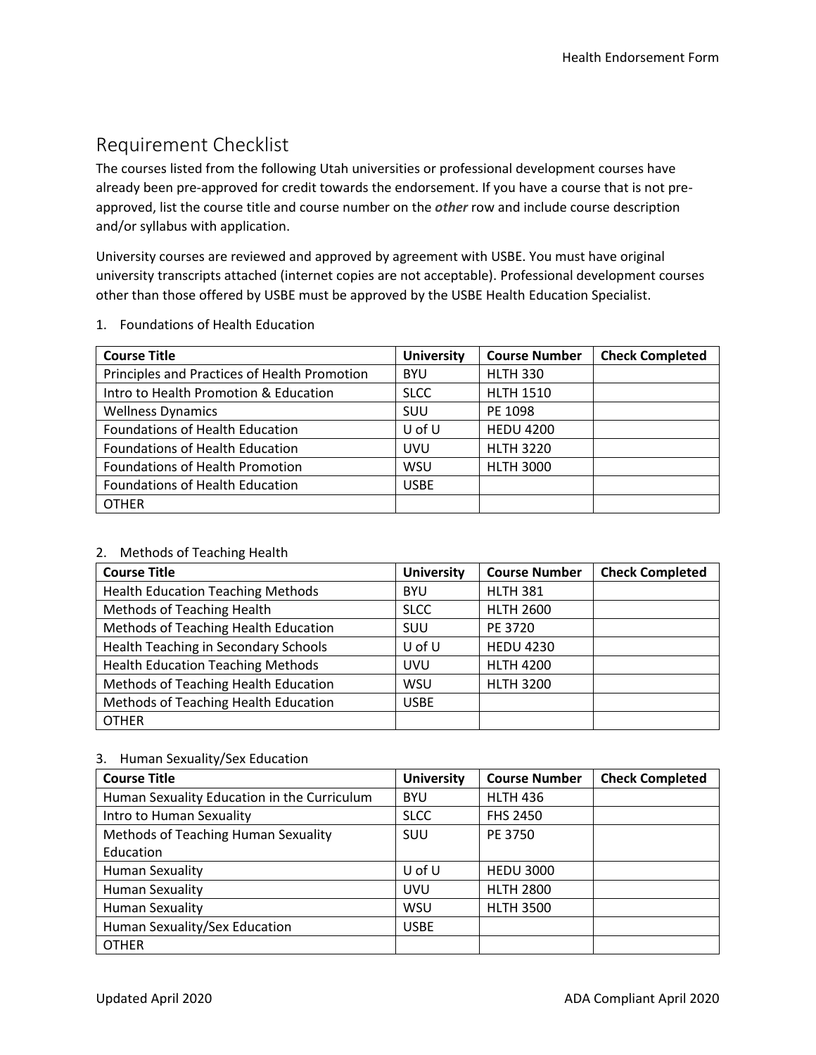## Requirement Checklist

The courses listed from the following Utah universities or professional development courses have already been pre-approved for credit towards the endorsement. If you have a course that is not pre-approved, list the course title and course number on the ***other*** row and include course description and/or syllabus with application.

University courses are reviewed and approved by agreement with USBE. You must have original university transcripts attached (internet copies are not acceptable). Professional development courses other than those offered by USBE must be approved by the USBE Health Education Specialist.

1. Foundations of Health Education

| Course Title | University | Course Number | Check Completed |
|---|---|---|---|
| Principles and Practices of Health Promotion | BYU | HLTH 330 | |
| Intro to Health Promotion & Education | SLCC | HLTH 1510 | |
| Wellness Dynamics | SUU | PE 1098 | |
| Foundations of Health Education | U of U | HEDU 4200 | |
| Foundations of Health Education | UVU | HLTH 3220 | |
| Foundations of Health Promotion | WSU | HLTH 3000 | |
| Foundations of Health Education | USBE | | |
| OTHER | | | |

2. Methods of Teaching Health

| Course Title | University | Course Number | Check Completed |
|---|---|---|---|
| Health Education Teaching Methods | BYU | HLTH 381 | |
| Methods of Teaching Health | SLCC | HLTH 2600 | |
| Methods of Teaching Health Education | SUU | PE 3720 | |
| Health Teaching in Secondary Schools | U of U | HEDU 4230 | |
| Health Education Teaching Methods | UVU | HLTH 4200 | |
| Methods of Teaching Health Education | WSU | HLTH 3200 | |
| Methods of Teaching Health Education | USBE | | |
| OTHER | | | |

3. Human Sexuality/Sex Education

| Course Title | University | Course Number | Check Completed |
|---|---|---|---|
| Human Sexuality Education in the Curriculum | BYU | HLTH 436 | |
| Intro to Human Sexuality | SLCC | FHS 2450 | |
| Methods of Teaching Human Sexuality Education | SUU | PE 3750 | |
| Human Sexuality | U of U | HEDU 3000 | |
| Human Sexuality | UVU | HLTH 2800 | |
| Human Sexuality | WSU | HLTH 3500 | |
| Human Sexuality/Sex Education | USBE | | |
| OTHER | | | |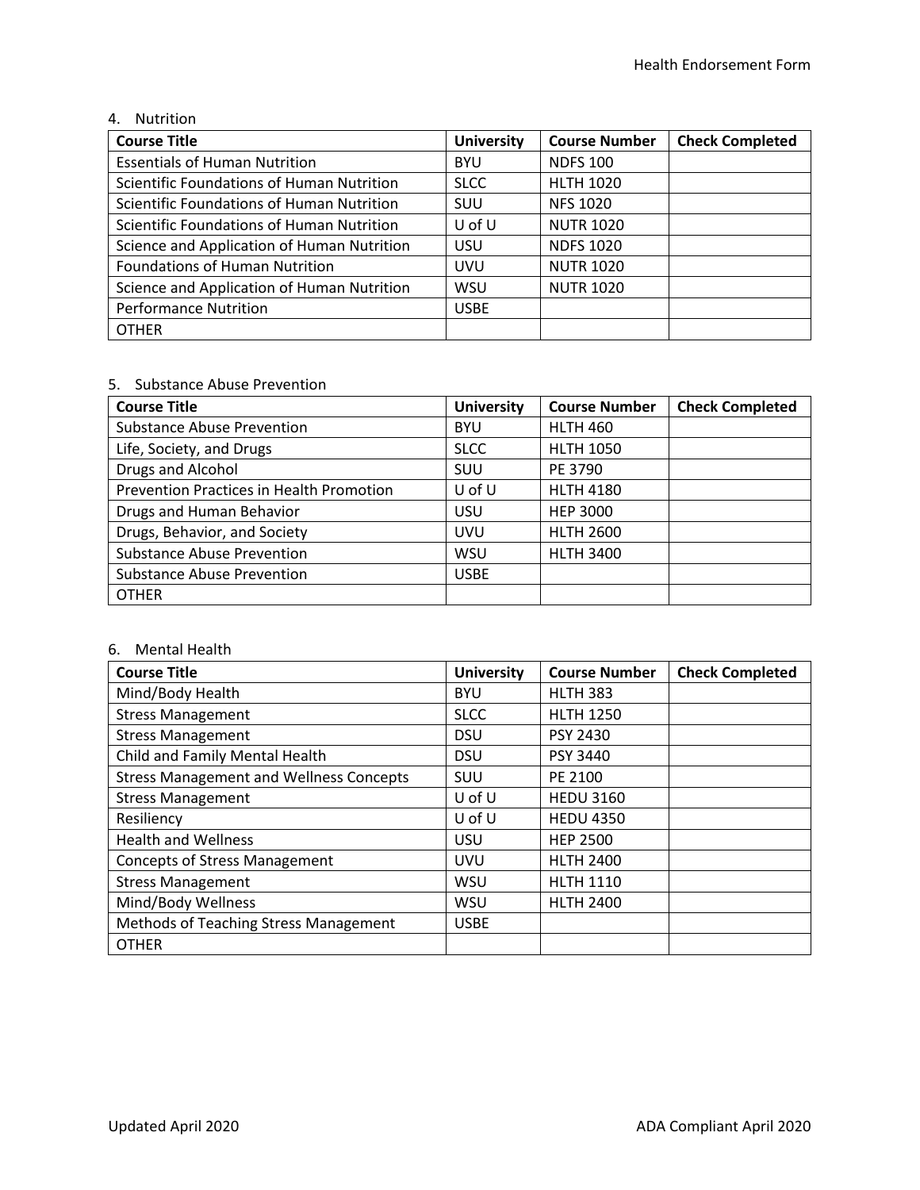4. Nutrition

| Course Title | University | Course Number | Check Completed |
| --- | --- | --- | --- |
| Essentials of Human Nutrition | BYU | NDFS 100 | |
| Scientific Foundations of Human Nutrition | SLCC | HLTH 1020 | |
| Scientific Foundations of Human Nutrition | SUU | NFS 1020 | |
| Scientific Foundations of Human Nutrition | U of U | NUTR 1020 | |
| Science and Application of Human Nutrition | USU | NDFS 1020 | |
| Foundations of Human Nutrition | UVU | NUTR 1020 | |
| Science and Application of Human Nutrition | WSU | NUTR 1020 | |
| Performance Nutrition | USBE | | |
| OTHER | | | |

5. Substance Abuse Prevention

| Course Title | University | Course Number | Check Completed |
| --- | --- | --- | --- |
| Substance Abuse Prevention | BYU | HLTH 460 | |
| Life, Society, and Drugs | SLCC | HLTH 1050 | |
| Drugs and Alcohol | SUU | PE 3790 | |
| Prevention Practices in Health Promotion | U of U | HLTH 4180 | |
| Drugs and Human Behavior | USU | HEP 3000 | |
| Drugs, Behavior, and Society | UVU | HLTH 2600 | |
| Substance Abuse Prevention | WSU | HLTH 3400 | |
| Substance Abuse Prevention | USBE | | |
| OTHER | | | |

6. Mental Health

| Course Title | University | Course Number | Check Completed |
| --- | --- | --- | --- |
| Mind/Body Health | BYU | HLTH 383 | |
| Stress Management | SLCC | HLTH 1250 | |
| Stress Management | DSU | PSY 2430 | |
| Child and Family Mental Health | DSU | PSY 3440 | |
| Stress Management and Wellness Concepts | SUU | PE 2100 | |
| Stress Management | U of U | HEDU 3160 | |
| Resiliency | U of U | HEDU 4350 | |
| Health and Wellness | USU | HEP 2500 | |
| Concepts of Stress Management | UVU | HLTH 2400 | |
| Stress Management | WSU | HLTH 1110 | |
| Mind/Body Wellness | WSU | HLTH 2400 | |
| Methods of Teaching Stress Management | USBE | | |
| OTHER | | | |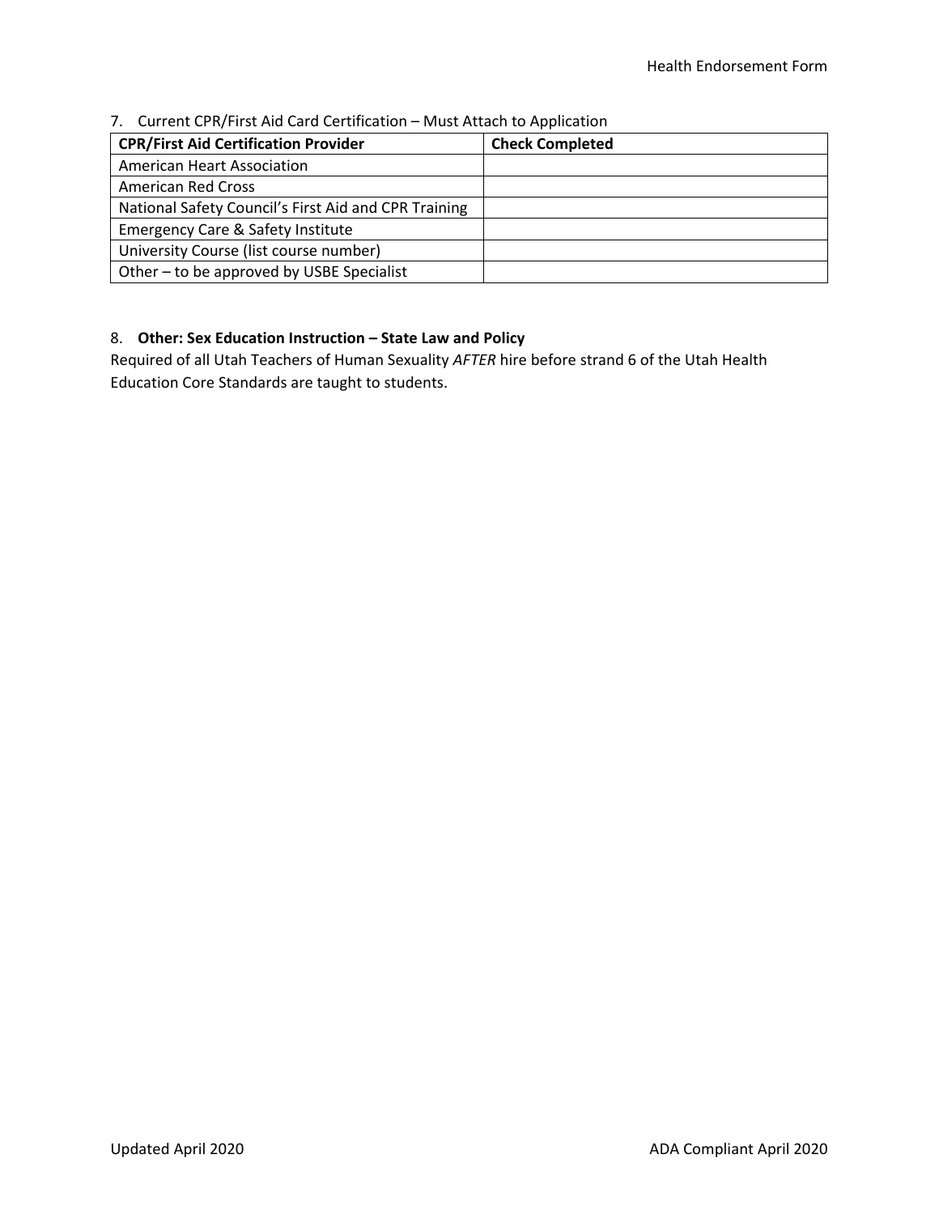7. Current CPR/First Aid Card Certification – Must Attach to Application

| CPR/First Aid Certification Provider | Check Completed |
| --- | --- |
| American Heart Association | |
| American Red Cross | |
| National Safety Council's First Aid and CPR Training | |
| Emergency Care & Safety Institute | |
| University Course (list course number) | |
| Other – to be approved by USBE Specialist | |

8. **Other: Sex Education Instruction – State Law and Policy**

Required of all Utah Teachers of Human Sexuality *AFTER* hire before strand 6 of the Utah Health Education Core Standards are taught to students.